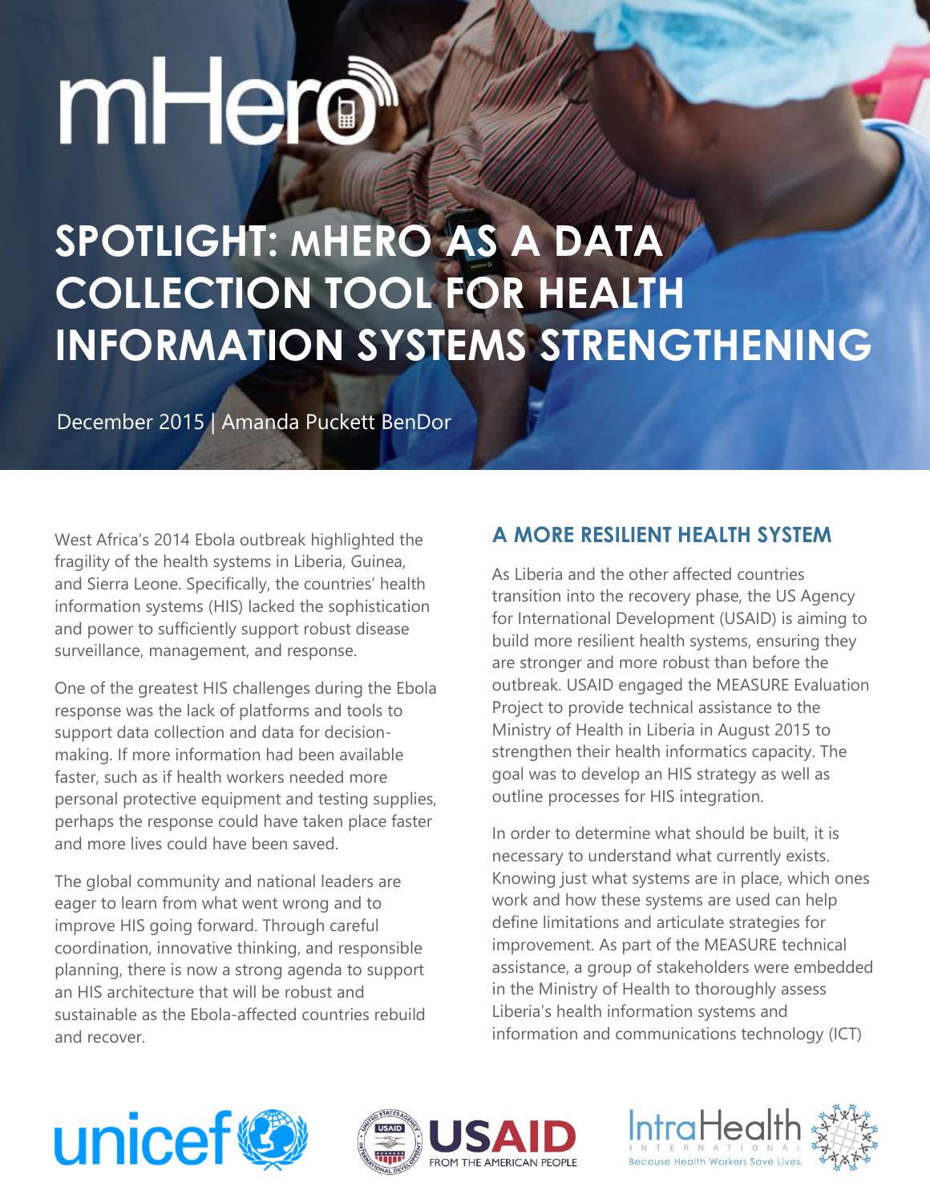# mHero

# SPOTLIGHT: MHERO AS A DATA COLLECTION TOOL FOR HEALTH INFORMATION SYSTEMS STRENGTHENING

December 2015 | Amanda Puckett BenDor

West Africa's 2014 Ebola outbreak highlighted the fragility of the health systems in Liberia, Guinea, and Sierra Leone. Specifically, the countries' health information systems (HIS) lacked the sophistication and power to sufficiently support robust disease surveillance, management, and response.

One of the greatest HIS challenges during the Ebola response was the lack of platforms and tools to support data collection and data for decision-making. If more information had been available faster, such as if health workers needed more personal protective equipment and testing supplies, perhaps the response could have taken place faster and more lives could have been saved.

The global community and national leaders are eager to learn from what went wrong and to improve HIS going forward. Through careful coordination, innovative thinking, and responsible planning, there is now a strong agenda to support an HIS architecture that will be robust and sustainable as the Ebola-affected countries rebuild and recover.

## A MORE RESILIENT HEALTH SYSTEM

As Liberia and the other affected countries transition into the recovery phase, the US Agency for International Development (USAID) is aiming to build more resilient health systems, ensuring they are stronger and more robust than before the outbreak. USAID engaged the MEASURE Evaluation Project to provide technical assistance to the Ministry of Health in Liberia in August 2015 to strengthen their health informatics capacity. The goal was to develop an HIS strategy as well as outline processes for HIS integration.

In order to determine what should be built, it is necessary to understand what currently exists. Knowing just what systems are in place, which ones work and how these systems are used can help define limitations and articulate strategies for improvement. As part of the MEASURE technical assistance, a group of stakeholders were embedded in the Ministry of Health to thoroughly assess Liberia's health information systems and information and communications technology (ICT)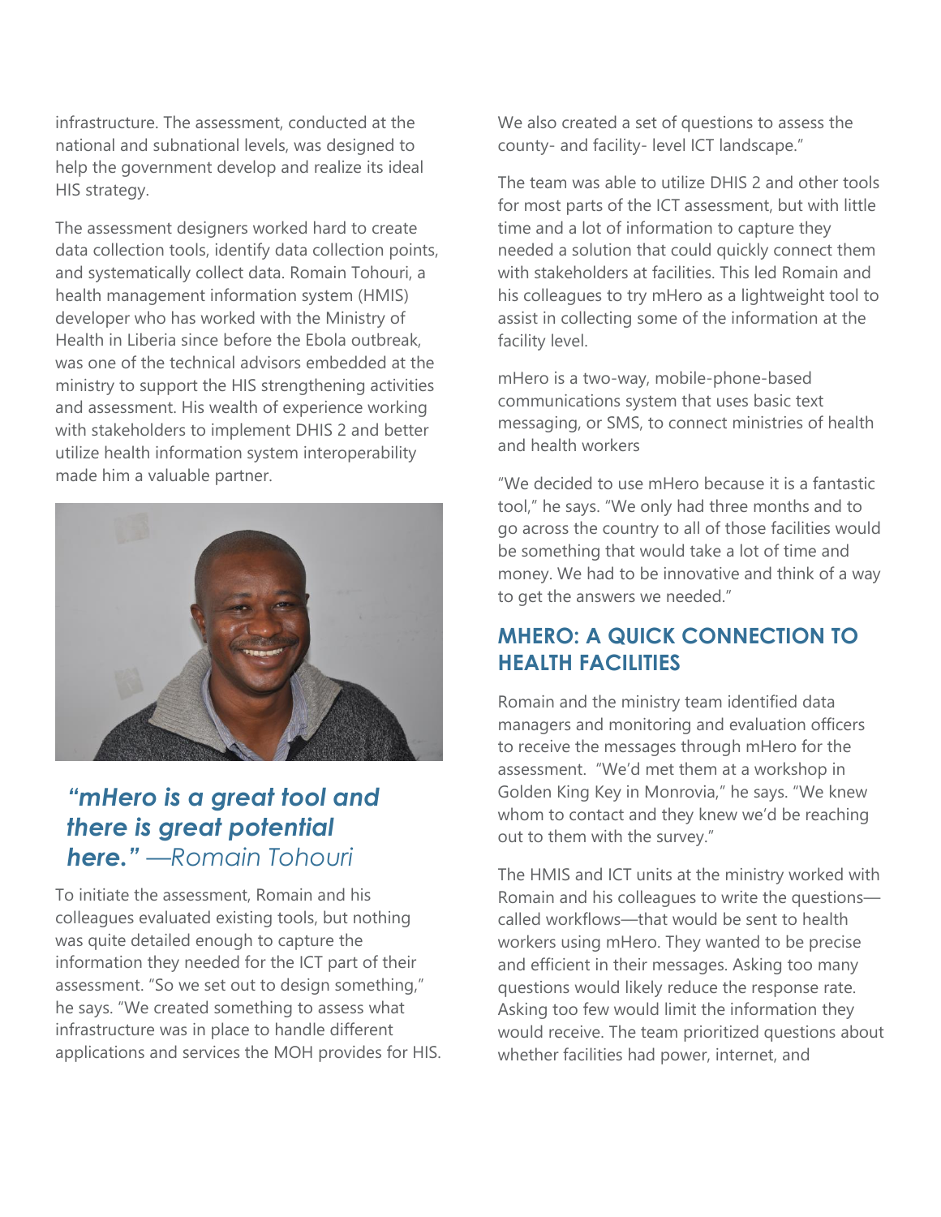infrastructure. The assessment, conducted at the national and subnational levels, was designed to help the government develop and realize its ideal HIS strategy.

The assessment designers worked hard to create data collection tools, identify data collection points, and systematically collect data. Romain Tohouri, a health management information system (HMIS) developer who has worked with the Ministry of Health in Liberia since before the Ebola outbreak, was one of the technical advisors embedded at the ministry to support the HIS strengthening activities and assessment. His wealth of experience working with stakeholders to implement DHIS 2 and better utilize health information system interoperability made him a valuable partner.

***"mHero is a great tool and there is great potential here."*** *—Romain Tohouri*

To initiate the assessment, Romain and his colleagues evaluated existing tools, but nothing was quite detailed enough to capture the information they needed for the ICT part of their assessment. "So we set out to design something," he says. "We created something to assess what infrastructure was in place to handle different applications and services the MOH provides for HIS. We also created a set of questions to assess the county- and facility- level ICT landscape."

The team was able to utilize DHIS 2 and other tools for most parts of the ICT assessment, but with little time and a lot of information to capture they needed a solution that could quickly connect them with stakeholders at facilities. This led Romain and his colleagues to try mHero as a lightweight tool to assist in collecting some of the information at the facility level.

mHero is a two-way, mobile-phone-based communications system that uses basic text messaging, or SMS, to connect ministries of health and health workers

"We decided to use mHero because it is a fantastic tool," he says. "We only had three months and to go across the country to all of those facilities would be something that would take a lot of time and money. We had to be innovative and think of a way to get the answers we needed."

## MHERO: A QUICK CONNECTION TO HEALTH FACILITIES

Romain and the ministry team identified data managers and monitoring and evaluation officers to receive the messages through mHero for the assessment. "We'd met them at a workshop in Golden King Key in Monrovia," he says. "We knew whom to contact and they knew we'd be reaching out to them with the survey."

The HMIS and ICT units at the ministry worked with Romain and his colleagues to write the questions—called workflows—that would be sent to health workers using mHero. They wanted to be precise and efficient in their messages. Asking too many questions would likely reduce the response rate. Asking too few would limit the information they would receive. The team prioritized questions about whether facilities had power, internet, and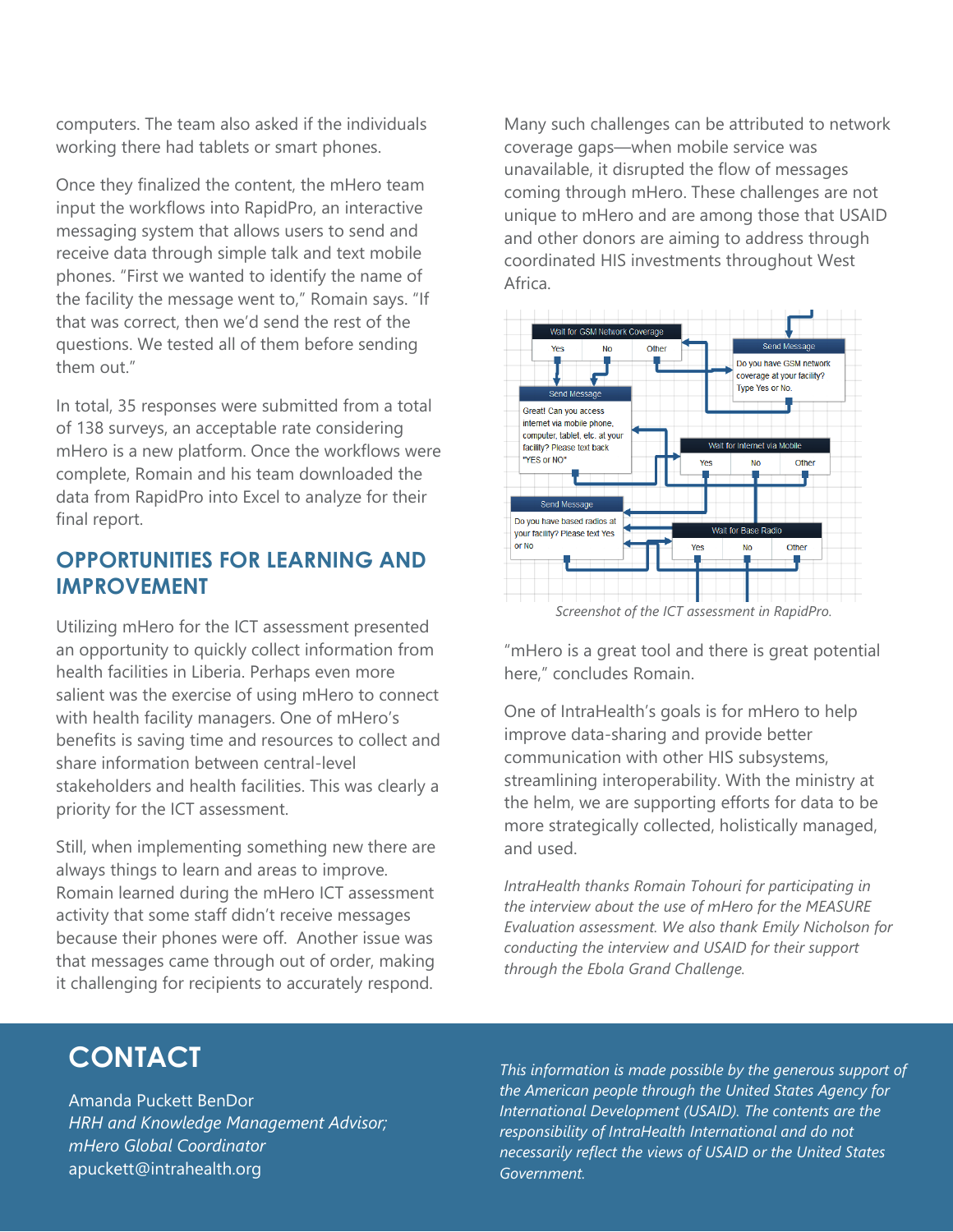computers. The team also asked if the individuals working there had tablets or smart phones.

Once they finalized the content, the mHero team input the workflows into RapidPro, an interactive messaging system that allows users to send and receive data through simple talk and text mobile phones. "First we wanted to identify the name of the facility the message went to," Romain says. "If that was correct, then we'd send the rest of the questions. We tested all of them before sending them out."

In total, 35 responses were submitted from a total of 138 surveys, an acceptable rate considering mHero is a new platform. Once the workflows were complete, Romain and his team downloaded the data from RapidPro into Excel to analyze for their final report.

## OPPORTUNITIES FOR LEARNING AND IMPROVEMENT

Utilizing mHero for the ICT assessment presented an opportunity to quickly collect information from health facilities in Liberia. Perhaps even more salient was the exercise of using mHero to connect with health facility managers. One of mHero's benefits is saving time and resources to collect and share information between central-level stakeholders and health facilities. This was clearly a priority for the ICT assessment.

Still, when implementing something new there are always things to learn and areas to improve. Romain learned during the mHero ICT assessment activity that some staff didn't receive messages because their phones were off. Another issue was that messages came through out of order, making it challenging for recipients to accurately respond.

Many such challenges can be attributed to network coverage gaps—when mobile service was unavailable, it disrupted the flow of messages coming through mHero. These challenges are not unique to mHero and are among those that USAID and other donors are aiming to address through coordinated HIS investments throughout West Africa.

Wait for GSM Network Coverage
Yes
No
Other
Send Message
Do you have GSM network coverage at your facility? Type Yes or No.
Send Message
Great! Can you access internet via mobile phone, computer, tablet, etc. at your facility? Please text back "YES or NO"
Wait for Internet via Mobile
Yes
No
Other
Send Message
Do you have based radios at your facility? Please text Yes or No
Wait for Base Radio
Yes
No
Other

*Screenshot of the ICT assessment in RapidPro.*

"mHero is a great tool and there is great potential here," concludes Romain.

One of IntraHealth's goals is for mHero to help improve data-sharing and provide better communication with other HIS subsystems, streamlining interoperability. With the ministry at the helm, we are supporting efforts for data to be more strategically collected, holistically managed, and used.

*IntraHealth thanks Romain Tohouri for participating in the interview about the use of mHero for the MEASURE Evaluation assessment. We also thank Emily Nicholson for conducting the interview and USAID for their support through the Ebola Grand Challenge.*

## CONTACT

Amanda Puckett BenDor
*HRH and Knowledge Management Advisor; mHero Global Coordinator*
apuckett@intrahealth.org

*This information is made possible by the generous support of the American people through the United States Agency for International Development (USAID). The contents are the responsibility of IntraHealth International and do not necessarily reflect the views of USAID or the United States Government.*